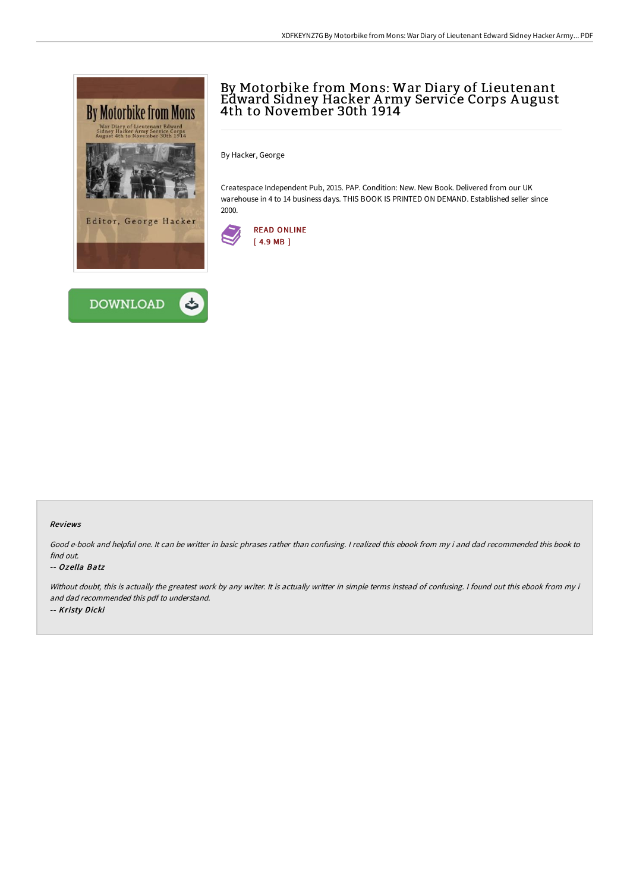# By Motorbike from Mons: War Diary of Lieutenant Edward Sidney Hacker Army Service Corps August 4th to November 30th 1914

By Hacker, George

Createspace Independent Pub, 2015. PAP. Condition: New. New Book. Delivered from our UK warehouse in 4 to 14 business days. THIS BOOK IS PRINTED ON DEMAND. Established seller since 2000.

READ ONLINE
[ 4.9 MB ]

DOWNLOAD

### Reviews

*Good e-book and helpful one. It can be writter in basic phrases rather than confusing. I realized this ebook from my i and dad recommended this book to find out.*

*-- Ozella Batz*

*Without doubt, this is actually the greatest work by any writer. It is actually writter in simple terms instead of confusing. I found out this ebook from my i and dad recommended this pdf to understand.*

*-- Kristy Dicki*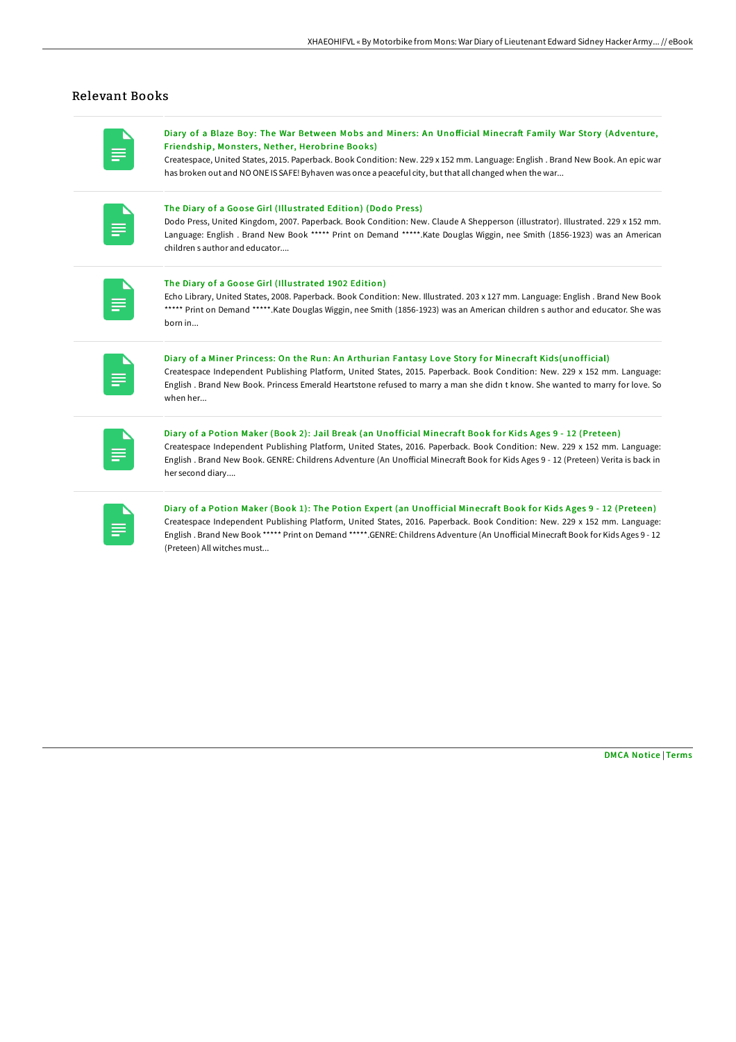## Relevant Books

### Diary of a Blaze Boy: The War Between Mobs and Miners: An Unofficial Minecraft Family War Story (Adventure, Friendship, Monsters, Nether, Herobrine Books)

Createspace, United States, 2015. Paperback. Book Condition: New. 229 x 152 mm. Language: English . Brand New Book. An epic war has broken out and NO ONE IS SAFE! Byhaven was once a peaceful city, but that all changed when the war...

### The Diary of a Goose Girl (Illustrated Edition) (Dodo Press)

Dodo Press, United Kingdom, 2007. Paperback. Book Condition: New. Claude A Shepperson (illustrator). Illustrated. 229 x 152 mm. Language: English . Brand New Book ***** Print on Demand *****.Kate Douglas Wiggin, nee Smith (1856-1923) was an American children s author and educator....

### The Diary of a Goose Girl (Illustrated 1902 Edition)

Echo Library, United States, 2008. Paperback. Book Condition: New. Illustrated. 203 x 127 mm. Language: English . Brand New Book ***** Print on Demand *****.Kate Douglas Wiggin, nee Smith (1856-1923) was an American children s author and educator. She was born in...

### Diary of a Miner Princess: On the Run: An Arthurian Fantasy Love Story for Minecraft Kids(unofficial)

Createspace Independent Publishing Platform, United States, 2015. Paperback. Book Condition: New. 229 x 152 mm. Language: English . Brand New Book. Princess Emerald Heartstone refused to marry a man she didn t know. She wanted to marry for love. So when her...

### Diary of a Potion Maker (Book 2): Jail Break (an Unofficial Minecraft Book for Kids Ages 9 - 12 (Preteen)

Createspace Independent Publishing Platform, United States, 2016. Paperback. Book Condition: New. 229 x 152 mm. Language: English . Brand New Book. GENRE: Childrens Adventure (An Unofficial Minecraft Book for Kids Ages 9 - 12 (Preteen) Verita is back in her second diary....

### Diary of a Potion Maker (Book 1): The Potion Expert (an Unofficial Minecraft Book for Kids Ages 9 - 12 (Preteen)

Createspace Independent Publishing Platform, United States, 2016. Paperback. Book Condition: New. 229 x 152 mm. Language: English . Brand New Book ***** Print on Demand *****.GENRE: Childrens Adventure (An Unofficial Minecraft Book for Kids Ages 9 - 12 (Preteen) All witches must...